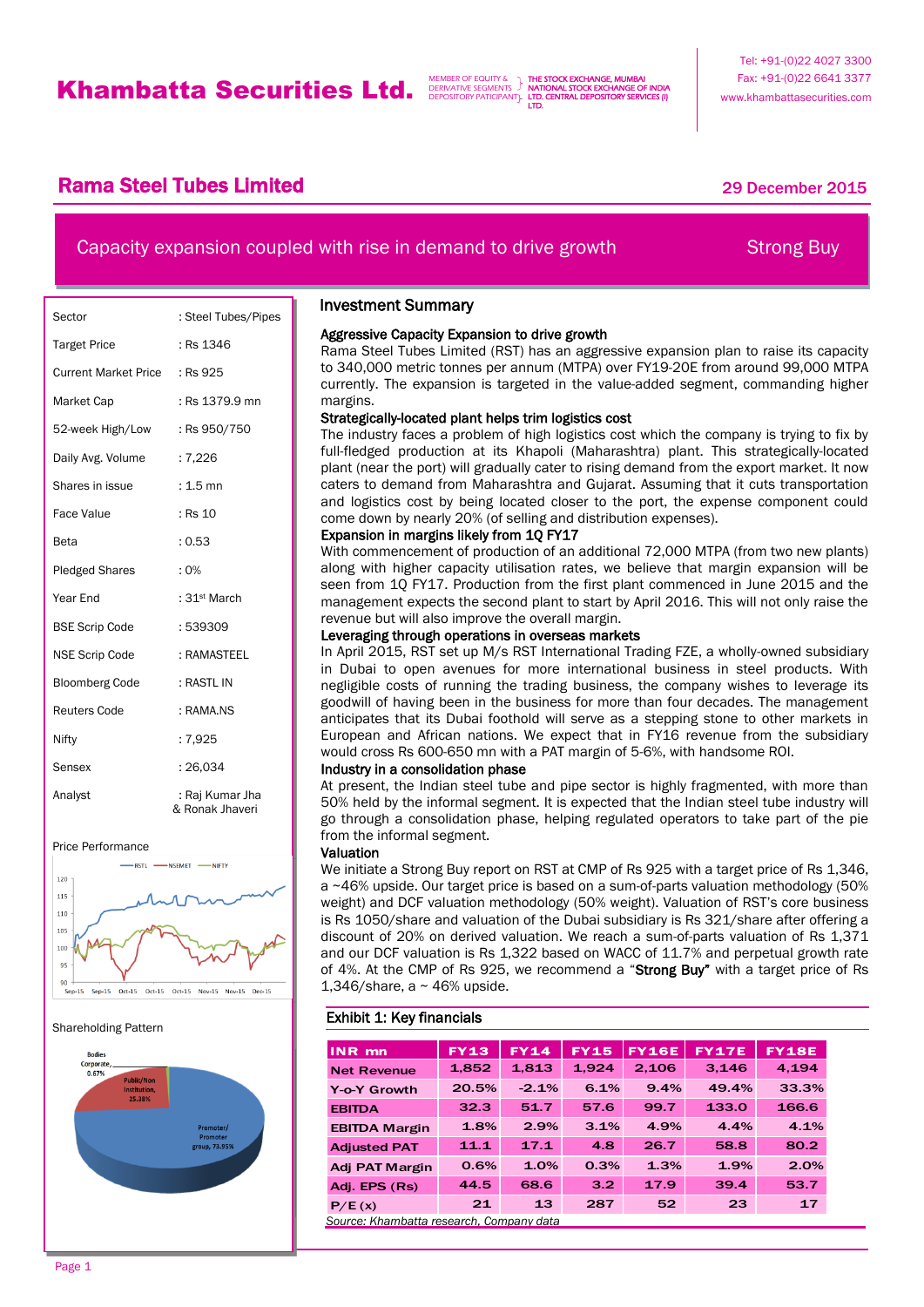# Khambatta Securities Ltd.

MEMBER OF EQUITY & DERIVATIVE SEGMENTS DEPOSITORY PATICIPANT — THE STOCK EXCHANGE, MUMBAI NATIONAL STOCK EXCHANGE OF INDIA LTD. CENTRAL DEPOSITORY SERVICES (I) LTD.

Tel: +91-(0)22 4027 3300
Fax: +91-(0)22 6641 3377
www.khambattasecurities.com

## Rama Steel Tubes Limited

29 December 2015

**Capacity expansion coupled with rise in demand to drive growth** — **Strong Buy**

| | |
|---|---|
| Sector | : Steel Tubes/Pipes |
| Target Price | : Rs 1346 |
| Current Market Price | : Rs 925 |
| Market Cap | : Rs 1379.9 mn |
| 52-week High/Low | : Rs 950/750 |
| Daily Avg. Volume | : 7,226 |
| Shares in issue | : 1.5 mn |
| Face Value | : Rs 10 |
| Beta | : 0.53 |
| Pledged Shares | : 0% |
| Year End | : 31st March |
| BSE Scrip Code | : 539309 |
| NSE Scrip Code | : RAMASTEEL |
| Bloomberg Code | : RASTL IN |
| Reuters Code | : RAMA.NS |
| Nifty | : 7,925 |
| Sensex | : 26,034 |
| Analyst | : Raj Kumar Jha & Ronak Jhaveri |

Price Performance

Shareholding Pattern

### Investment Summary

**Aggressive Capacity Expansion to drive growth**

Rama Steel Tubes Limited (RST) has an aggressive expansion plan to raise its capacity to 340,000 metric tonnes per annum (MTPA) over FY19-20E from around 99,000 MTPA currently. The expansion is targeted in the value-added segment, commanding higher margins.

**Strategically-located plant helps trim logistics cost**

The industry faces a problem of high logistics cost which the company is trying to fix by full-fledged production at its Khapoli (Maharashtra) plant. This strategically-located plant (near the port) will gradually cater to rising demand from the export market. It now caters to demand from Maharashtra and Gujarat. Assuming that it cuts transportation and logistics cost by being located closer to the port, the expense component could come down by nearly 20% (of selling and distribution expenses).

**Expansion in margins likely from 1Q FY17**

With commencement of production of an additional 72,000 MTPA (from two new plants) along with higher capacity utilisation rates, we believe that margin expansion will be seen from 1Q FY17. Production from the first plant commenced in June 2015 and the management expects the second plant to start by April 2016. This will not only raise the revenue but will also improve the overall margin.

**Leveraging through operations in overseas markets**

In April 2015, RST set up M/s RST International Trading FZE, a wholly-owned subsidiary in Dubai to open avenues for more international business in steel products. With negligible costs of running the trading business, the company wishes to leverage its goodwill of having been in the business for more than four decades. The management anticipates that its Dubai foothold will serve as a stepping stone to other markets in European and African nations. We expect that in FY16 revenue from the subsidiary would cross Rs 600-650 mn with a PAT margin of 5-6%, with handsome ROI.

**Industry in a consolidation phase**

At present, the Indian steel tube and pipe sector is highly fragmented, with more than 50% held by the informal segment. It is expected that the Indian steel tube industry will go through a consolidation phase, helping regulated operators to take part of the pie from the informal segment.

**Valuation**

We initiate a Strong Buy report on RST at CMP of Rs 925 with a target price of Rs 1,346, a ~46% upside. Our target price is based on a sum-of-parts valuation methodology (50% weight) and DCF valuation methodology (50% weight). Valuation of RST's core business is Rs 1050/share and valuation of the Dubai subsidiary is Rs 321/share after offering a discount of 20% on derived valuation. We reach a sum-of-parts valuation of Rs 1,371 and our DCF valuation is Rs 1,322 based on WACC of 11.7% and perpetual growth rate of 4%. At the CMP of Rs 925, we recommend a "**Strong Buy**" with a target price of Rs 1,346/share, a ~ 46% upside.

**Exhibit 1: Key financials**

| INR mn | FY13 | FY14 | FY15 | FY16E | FY17E | FY18E |
|---|---|---|---|---|---|---|
| Net Revenue | 1,852 | 1,813 | 1,924 | 2,106 | 3,146 | 4,194 |
| Y-o-Y Growth | 20.5% | -2.1% | 6.1% | 9.4% | 49.4% | 33.3% |
| EBITDA | 32.3 | 51.7 | 57.6 | 99.7 | 133.0 | 166.6 |
| EBITDA Margin | 1.8% | 2.9% | 3.1% | 4.9% | 4.4% | 4.1% |
| Adjusted PAT | 11.1 | 17.1 | 4.8 | 26.7 | 58.8 | 80.2 |
| Adj PAT Margin | 0.6% | 1.0% | 0.3% | 1.3% | 1.9% | 2.0% |
| Adj. EPS (Rs) | 44.5 | 68.6 | 3.2 | 17.9 | 39.4 | 53.7 |
| P/E (x) | 21 | 13 | 287 | 52 | 23 | 17 |

*Source: Khambatta research, Company data*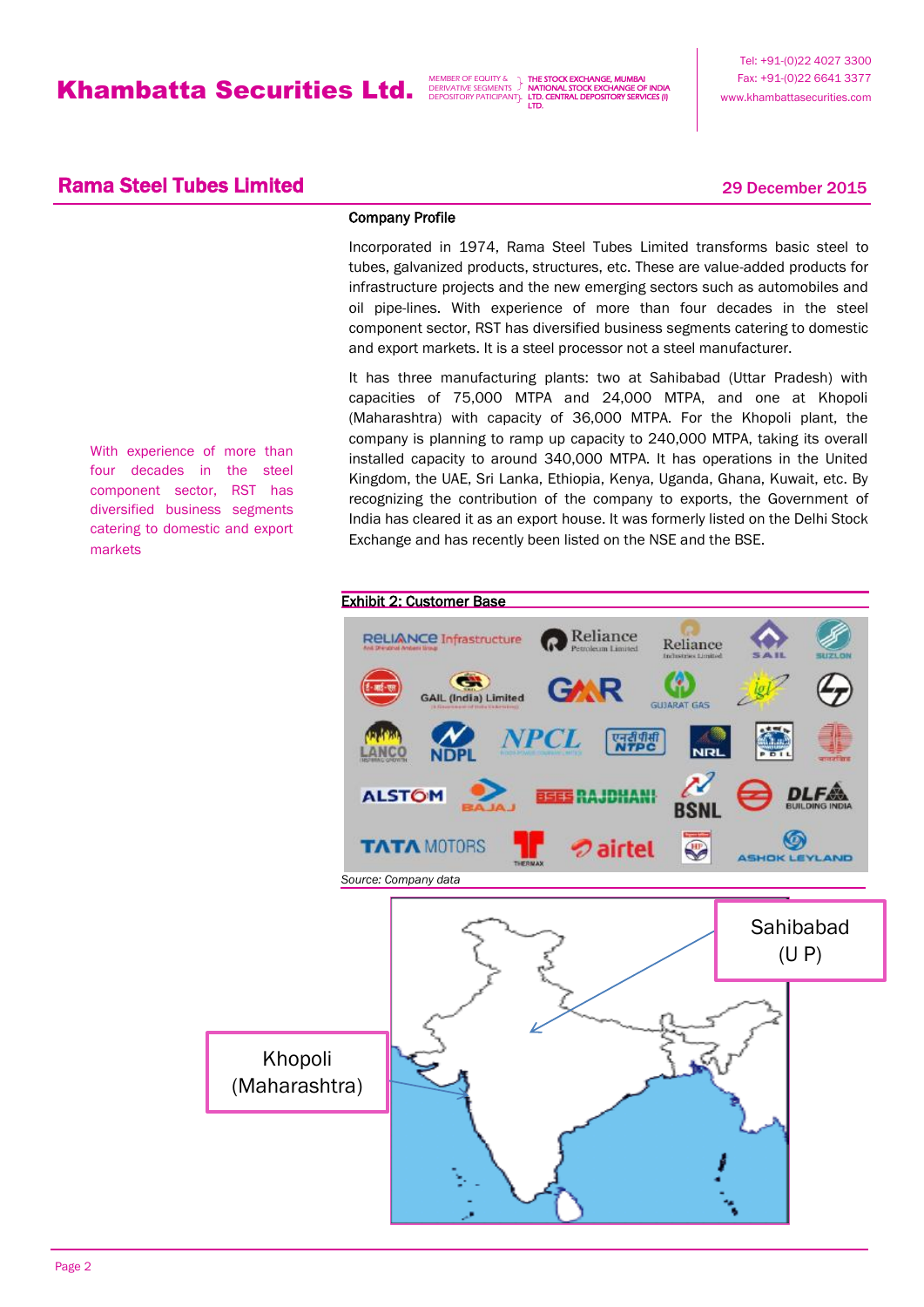## Rama Steel Tubes Limited

29 December 2015

### Company Profile

Incorporated in 1974, Rama Steel Tubes Limited transforms basic steel to tubes, galvanized products, structures, etc. These are value-added products for infrastructure projects and the new emerging sectors such as automobiles and oil pipe-lines. With experience of more than four decades in the steel component sector, RST has diversified business segments catering to domestic and export markets. It is a steel processor not a steel manufacturer.

With experience of more than four decades in the steel component sector, RST has diversified business segments catering to domestic and export markets

It has three manufacturing plants: two at Sahibabad (Uttar Pradesh) with capacities of 75,000 MTPA and 24,000 MTPA, and one at Khopoli (Maharashtra) with capacity of 36,000 MTPA. For the Khopoli plant, the company is planning to ramp up capacity to 240,000 MTPA, taking its overall installed capacity to around 340,000 MTPA. It has operations in the United Kingdom, the UAE, Sri Lanka, Ethiopia, Kenya, Uganda, Ghana, Kuwait, etc. By recognizing the contribution of the company to exports, the Government of India has cleared it as an export house. It was formerly listed on the Delhi Stock Exchange and has recently been listed on the NSE and the BSE.

**Exhibit 2: Customer Base**

*Source: Company data*

Sahibabad (U P)

Khopoli (Maharashtra)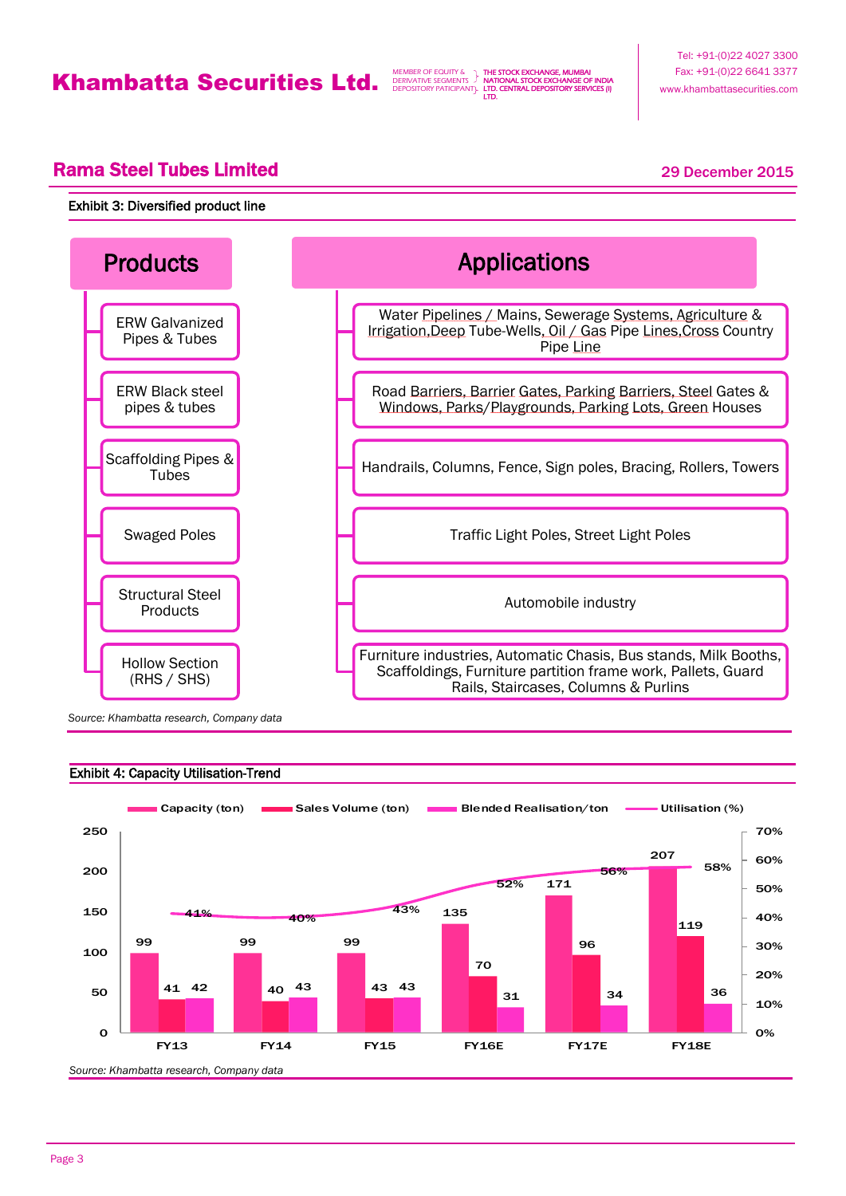## Rama Steel Tubes Limited

29 December 2015

**Exhibit 3: Diversified product line**

| Products | Applications |
|---|---|
| ERW Galvanized Pipes & Tubes | Water Pipelines / Mains, Sewerage Systems, Agriculture & Irrigation,Deep Tube-Wells, Oil / Gas Pipe Lines,Cross Country Pipe Line |
| ERW Black steel pipes & tubes | Road Barriers, Barrier Gates, Parking Barriers, Steel Gates & Windows, Parks/Playgrounds, Parking Lots, Green Houses |
| Scaffolding Pipes & Tubes | Handrails, Columns, Fence, Sign poles, Bracing, Rollers, Towers |
| Swaged Poles | Traffic Light Poles, Street Light Poles |
| Structural Steel Products | Automobile industry |
| Hollow Section (RHS / SHS) | Furniture industries, Automatic Chasis, Bus stands, Milk Booths, Scaffoldings, Furniture partition frame work, Pallets, Guard Rails, Staircases, Columns & Purlins |

*Source: Khambatta research, Company data*

**Exhibit 4: Capacity Utilisation-Trend**

| | FY13 | FY14 | FY15 | FY16E | FY17E | FY18E |
|---|---|---|---|---|---|---|
| Capacity (ton) | 99 | 99 | 99 | 135 | 171 | 207 |
| Sales Volume (ton) | 41 | 40 | 43 | 70 | 96 | 119 |
| Blended Realisation/ton | 42 | 43 | 43 | 31 | 34 | 36 |
| Utilisation (%) | 41% | 40% | 43% | 52% | 56% | 58% |

*Source: Khambatta research, Company data*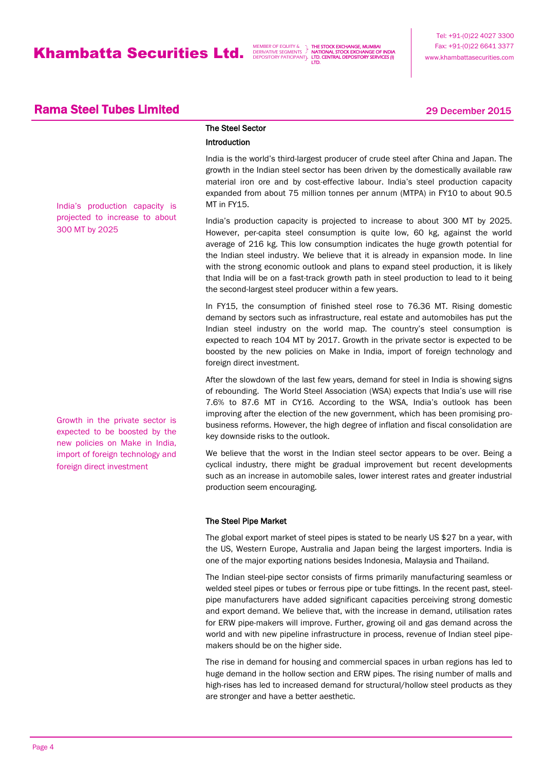## The Steel Sector

### Introduction

India is the world's third-largest producer of crude steel after China and Japan. The growth in the Indian steel sector has been driven by the domestically available raw material iron ore and by cost-effective labour. India's steel production capacity expanded from about 75 million tonnes per annum (MTPA) in FY10 to about 90.5 MT in FY15.

India's production capacity is projected to increase to about 300 MT by 2025

India's production capacity is projected to increase to about 300 MT by 2025. However, per-capita steel consumption is quite low, 60 kg, against the world average of 216 kg. This low consumption indicates the huge growth potential for the Indian steel industry. We believe that it is already in expansion mode. In line with the strong economic outlook and plans to expand steel production, it is likely that India will be on a fast-track growth path in steel production to lead to it being the second-largest steel producer within a few years.

In FY15, the consumption of finished steel rose to 76.36 MT. Rising domestic demand by sectors such as infrastructure, real estate and automobiles has put the Indian steel industry on the world map. The country's steel consumption is expected to reach 104 MT by 2017. Growth in the private sector is expected to be boosted by the new policies on Make in India, import of foreign technology and foreign direct investment.

Growth in the private sector is expected to be boosted by the new policies on Make in India, import of foreign technology and foreign direct investment

After the slowdown of the last few years, demand for steel in India is showing signs of rebounding. The World Steel Association (WSA) expects that India's use will rise 7.6% to 87.6 MT in CY16. According to the WSA, India's outlook has been improving after the election of the new government, which has been promising pro-business reforms. However, the high degree of inflation and fiscal consolidation are key downside risks to the outlook.

We believe that the worst in the Indian steel sector appears to be over. Being a cyclical industry, there might be gradual improvement but recent developments such as an increase in automobile sales, lower interest rates and greater industrial production seem encouraging.

### The Steel Pipe Market

The global export market of steel pipes is stated to be nearly US $27 bn a year, with the US, Western Europe, Australia and Japan being the largest importers. India is one of the major exporting nations besides Indonesia, Malaysia and Thailand.

The Indian steel-pipe sector consists of firms primarily manufacturing seamless or welded steel pipes or tubes or ferrous pipe or tube fittings. In the recent past, steel-pipe manufacturers have added significant capacities perceiving strong domestic and export demand. We believe that, with the increase in demand, utilisation rates for ERW pipe-makers will improve. Further, growing oil and gas demand across the world and with new pipeline infrastructure in process, revenue of Indian steel pipe-makers should be on the higher side.

The rise in demand for housing and commercial spaces in urban regions has led to huge demand in the hollow section and ERW pipes. The rising number of malls and high-rises has led to increased demand for structural/hollow steel products as they are stronger and have a better aesthetic.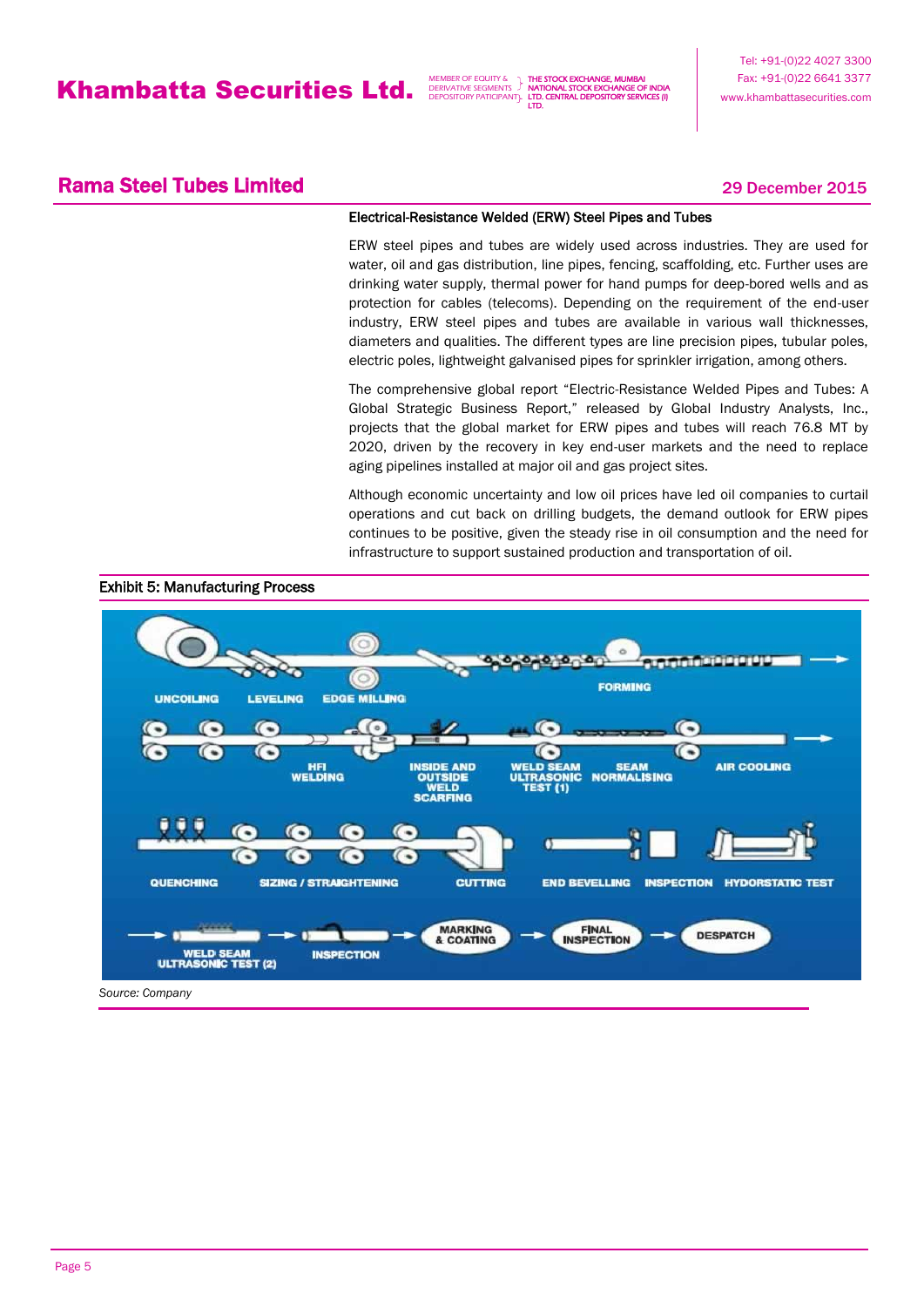## Electrical-Resistance Welded (ERW) Steel Pipes and Tubes

ERW steel pipes and tubes are widely used across industries. They are used for water, oil and gas distribution, line pipes, fencing, scaffolding, etc. Further uses are drinking water supply, thermal power for hand pumps for deep-bored wells and as protection for cables (telecoms). Depending on the requirement of the end-user industry, ERW steel pipes and tubes are available in various wall thicknesses, diameters and qualities. The different types are line precision pipes, tubular poles, electric poles, lightweight galvanised pipes for sprinkler irrigation, among others.

The comprehensive global report "Electric-Resistance Welded Pipes and Tubes: A Global Strategic Business Report," released by Global Industry Analysts, Inc., projects that the global market for ERW pipes and tubes will reach 76.8 MT by 2020, driven by the recovery in key end-user markets and the need to replace aging pipelines installed at major oil and gas project sites.

Although economic uncertainty and low oil prices have led oil companies to curtail operations and cut back on drilling budgets, the demand outlook for ERW pipes continues to be positive, given the steady rise in oil consumption and the need for infrastructure to support sustained production and transportation of oil.

**Exhibit 5: Manufacturing Process**

UNCOILING → LEVELING → EDGE MILLING → FORMING → HFI WELDING → INSIDE AND OUTSIDE WELD SCARFING → WELD SEAM ULTRASONIC TEST (1) → SEAM NORMALISING → AIR COOLING → QUENCHING → SIZING / STRAIGHTENING → CUTTING → END BEVELLING → INSPECTION → HYDORSTATIC TEST → WELD SEAM ULTRASONIC TEST (2) → INSPECTION → MARKING & COATING → FINAL INSPECTION → DESPATCH

*Source: Company*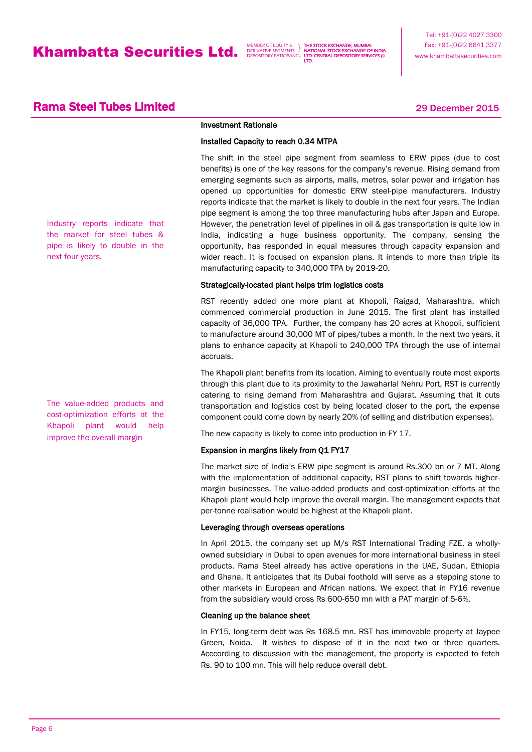## Rama Steel Tubes Limited

29 December 2015

### Investment Rationale

#### Installed Capacity to reach 0.34 MTPA

Industry reports indicate that the market for steel tubes & pipe is likely to double in the next four years.

The shift in the steel pipe segment from seamless to ERW pipes (due to cost benefits) is one of the key reasons for the company's revenue. Rising demand from emerging segments such as airports, malls, metros, solar power and irrigation has opened up opportunities for domestic ERW steel-pipe manufacturers. Industry reports indicate that the market is likely to double in the next four years. The Indian pipe segment is among the top three manufacturing hubs after Japan and Europe. However, the penetration level of pipelines in oil & gas transportation is quite low in India, indicating a huge business opportunity. The company, sensing the opportunity, has responded in equal measures through capacity expansion and wider reach. It is focused on expansion plans. It intends to more than triple its manufacturing capacity to 340,000 TPA by 2019-20.

#### Strategically-located plant helps trim logistics costs

RST recently added one more plant at Khopoli, Raigad, Maharashtra, which commenced commercial production in June 2015. The first plant has installed capacity of 36,000 TPA. Further, the company has 20 acres at Khopoli, sufficient to manufacture around 30,000 MT of pipes/tubes a month. In the next two years, it plans to enhance capacity at Khapoli to 240,000 TPA through the use of internal accruals.

The value-added products and cost-optimization efforts at the Khapoli plant would help improve the overall margin

The Khapoli plant benefits from its location. Aiming to eventually route most exports through this plant due to its proximity to the Jawaharlal Nehru Port, RST is currently catering to rising demand from Maharashtra and Gujarat. Assuming that it cuts transportation and logistics cost by being located closer to the port, the expense component could come down by nearly 20% (of selling and distribution expenses).

The new capacity is likely to come into production in FY 17.

#### Expansion in margins likely from Q1 FY17

The market size of India's ERW pipe segment is around Rs.300 bn or 7 MT. Along with the implementation of additional capacity, RST plans to shift towards higher-margin businesses. The value-added products and cost-optimization efforts at the Khapoli plant would help improve the overall margin. The management expects that per-tonne realisation would be highest at the Khapoli plant.

#### Leveraging through overseas operations

In April 2015, the company set up M/s RST International Trading FZE, a wholly-owned subsidiary in Dubai to open avenues for more international business in steel products. Rama Steel already has active operations in the UAE, Sudan, Ethiopia and Ghana. It anticipates that its Dubai foothold will serve as a stepping stone to other markets in European and African nations. We expect that in FY16 revenue from the subsidiary would cross Rs 600-650 mn with a PAT margin of 5-6%.

#### Cleaning up the balance sheet

In FY15, long-term debt was Rs 168.5 mn. RST has immovable property at Jaypee Green, Noida. It wishes to dispose of it in the next two or three quarters. Acccording to discussion with the management, the property is expected to fetch Rs. 90 to 100 mn. This will help reduce overall debt.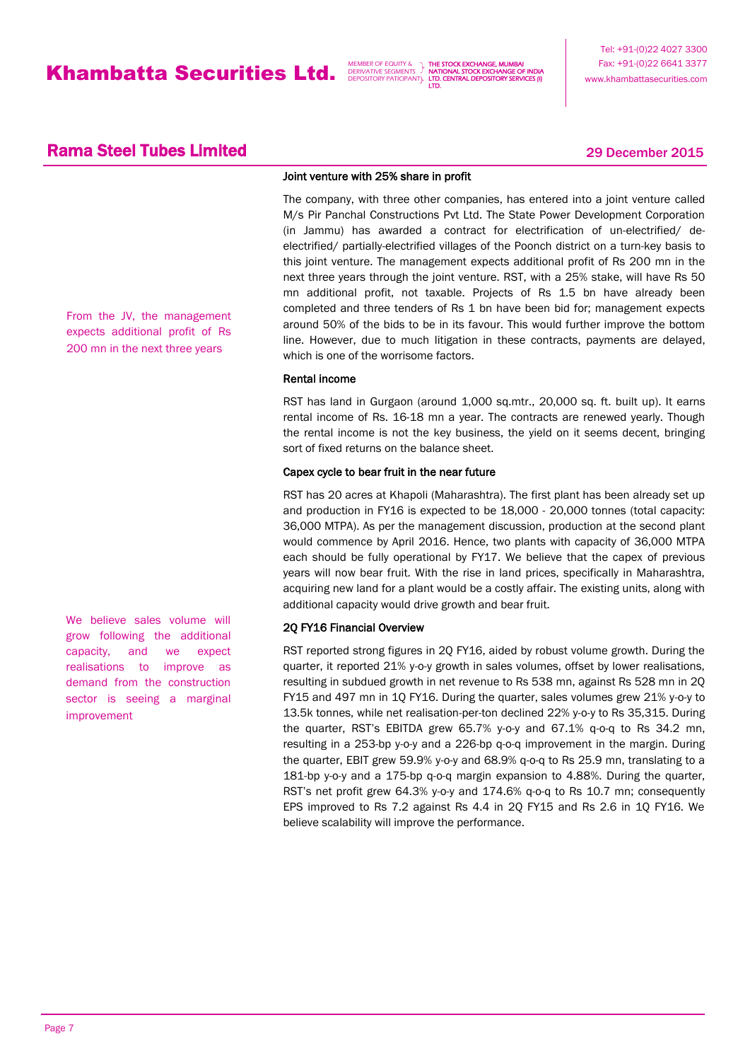## Joint venture with 25% share in profit

From the JV, the management expects additional profit of Rs 200 mn in the next three years

The company, with three other companies, has entered into a joint venture called M/s Pir Panchal Constructions Pvt Ltd. The State Power Development Corporation (in Jammu) has awarded a contract for electrification of un-electrified/ de-electrified/ partially-electrified villages of the Poonch district on a turn-key basis to this joint venture. The management expects additional profit of Rs 200 mn in the next three years through the joint venture. RST, with a 25% stake, will have Rs 50 mn additional profit, not taxable. Projects of Rs 1.5 bn have already been completed and three tenders of Rs 1 bn have been bid for; management expects around 50% of the bids to be in its favour. This would further improve the bottom line. However, due to much litigation in these contracts, payments are delayed, which is one of the worrisome factors.

## Rental income

RST has land in Gurgaon (around 1,000 sq.mtr., 20,000 sq. ft. built up). It earns rental income of Rs. 16-18 mn a year. The contracts are renewed yearly. Though the rental income is not the key business, the yield on it seems decent, bringing sort of fixed returns on the balance sheet.

## Capex cycle to bear fruit in the near future

RST has 20 acres at Khapoli (Maharashtra). The first plant has been already set up and production in FY16 is expected to be 18,000 - 20,000 tonnes (total capacity: 36,000 MTPA). As per the management discussion, production at the second plant would commence by April 2016. Hence, two plants with capacity of 36,000 MTPA each should be fully operational by FY17. We believe that the capex of previous years will now bear fruit. With the rise in land prices, specifically in Maharashtra, acquiring new land for a plant would be a costly affair. The existing units, along with additional capacity would drive growth and bear fruit.

## 2Q FY16 Financial Overview

We believe sales volume will grow following the additional capacity, and we expect realisations to improve as demand from the construction sector is seeing a marginal improvement

RST reported strong figures in 2Q FY16, aided by robust volume growth. During the quarter, it reported 21% y-o-y growth in sales volumes, offset by lower realisations, resulting in subdued growth in net revenue to Rs 538 mn, against Rs 528 mn in 2Q FY15 and 497 mn in 1Q FY16. During the quarter, sales volumes grew 21% y-o-y to 13.5k tonnes, while net realisation-per-ton declined 22% y-o-y to Rs 35,315. During the quarter, RST's EBITDA grew 65.7% y-o-y and 67.1% q-o-q to Rs 34.2 mn, resulting in a 253-bp y-o-y and a 226-bp q-o-q improvement in the margin. During the quarter, EBIT grew 59.9% y-o-y and 68.9% q-o-q to Rs 25.9 mn, translating to a 181-bp y-o-y and a 175-bp q-o-q margin expansion to 4.88%. During the quarter, RST's net profit grew 64.3% y-o-y and 174.6% q-o-q to Rs 10.7 mn; consequently EPS improved to Rs 7.2 against Rs 4.4 in 2Q FY15 and Rs 2.6 in 1Q FY16. We believe scalability will improve the performance.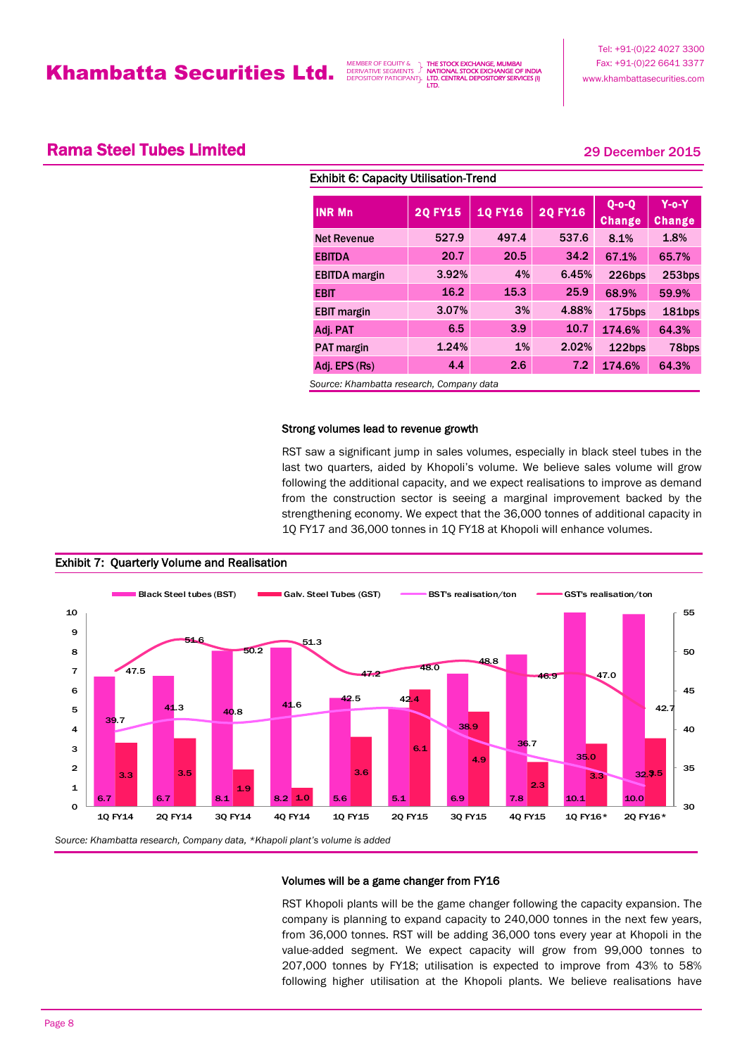## Rama Steel Tubes Limited

29 December 2015

**Exhibit 6: Capacity Utilisation-Trend**

| INR Mn | 2Q FY15 | 1Q FY16 | 2Q FY16 | Q-o-Q Change | Y-o-Y Change |
|---|---|---|---|---|---|
| Net Revenue | 527.9 | 497.4 | 537.6 | 8.1% | 1.8% |
| EBITDA | 20.7 | 20.5 | 34.2 | 67.1% | 65.7% |
| EBITDA margin | 3.92% | 4% | 6.45% | 226bps | 253bps |
| EBIT | 16.2 | 15.3 | 25.9 | 68.9% | 59.9% |
| EBIT margin | 3.07% | 3% | 4.88% | 175bps | 181bps |
| Adj. PAT | 6.5 | 3.9 | 10.7 | 174.6% | 64.3% |
| PAT margin | 1.24% | 1% | 2.02% | 122bps | 78bps |
| Adj. EPS (Rs) | 4.4 | 2.6 | 7.2 | 174.6% | 64.3% |

*Source: Khambatta research, Company data*

**Strong volumes lead to revenue growth**

RST saw a significant jump in sales volumes, especially in black steel tubes in the last two quarters, aided by Khopoli's volume. We believe sales volume will grow following the additional capacity, and we expect realisations to improve as demand from the construction sector is seeing a marginal improvement backed by the strengthening economy. We expect that the 36,000 tonnes of additional capacity in 1Q FY17 and 36,000 tonnes in 1Q FY18 at Khopoli will enhance volumes.

**Exhibit 7: Quarterly Volume and Realisation**

| Quarter | Black Steel tubes (BST) | Galv. Steel Tubes (GST) | BST's realisation/ton | GST's realisation/ton |
|---|---|---|---|---|
| 1Q FY14 | 6.7 | 3.3 | 39.7 | 47.5 |
| 2Q FY14 | 6.7 | 3.5 | 41.3 | 51.6 |
| 3Q FY14 | 8.1 | 1.9 | 40.8 | 50.2 |
| 4Q FY14 | 8.2 | 1.0 | 41.6 | 51.3 |
| 1Q FY15 | 5.6 | 3.6 | 42.5 | 47.2 |
| 2Q FY15 | 5.1 | 6.1 | 42.4 | 48.0 |
| 3Q FY15 | 6.9 | 4.9 | 38.9 | 48.8 |
| 4Q FY15 | 7.8 | 2.3 | 36.7 | 46.9 |
| 1Q FY16* | 10.1 | 3.3 | 35.0 | 47.0 |
| 2Q FY16* | 10.0 | 3.5 | 32.3 | 42.7 |

*Source: Khambatta research, Company data, *Khapoli plant's volume is added*

**Volumes will be a game changer from FY16**

RST Khopoli plants will be the game changer following the capacity expansion. The company is planning to expand capacity to 240,000 tonnes in the next few years, from 36,000 tonnes. RST will be adding 36,000 tons every year at Khopoli in the value-added segment. We expect capacity will grow from 99,000 tonnes to 207,000 tonnes by FY18; utilisation is expected to improve from 43% to 58% following higher utilisation at the Khopoli plants. We believe realisations have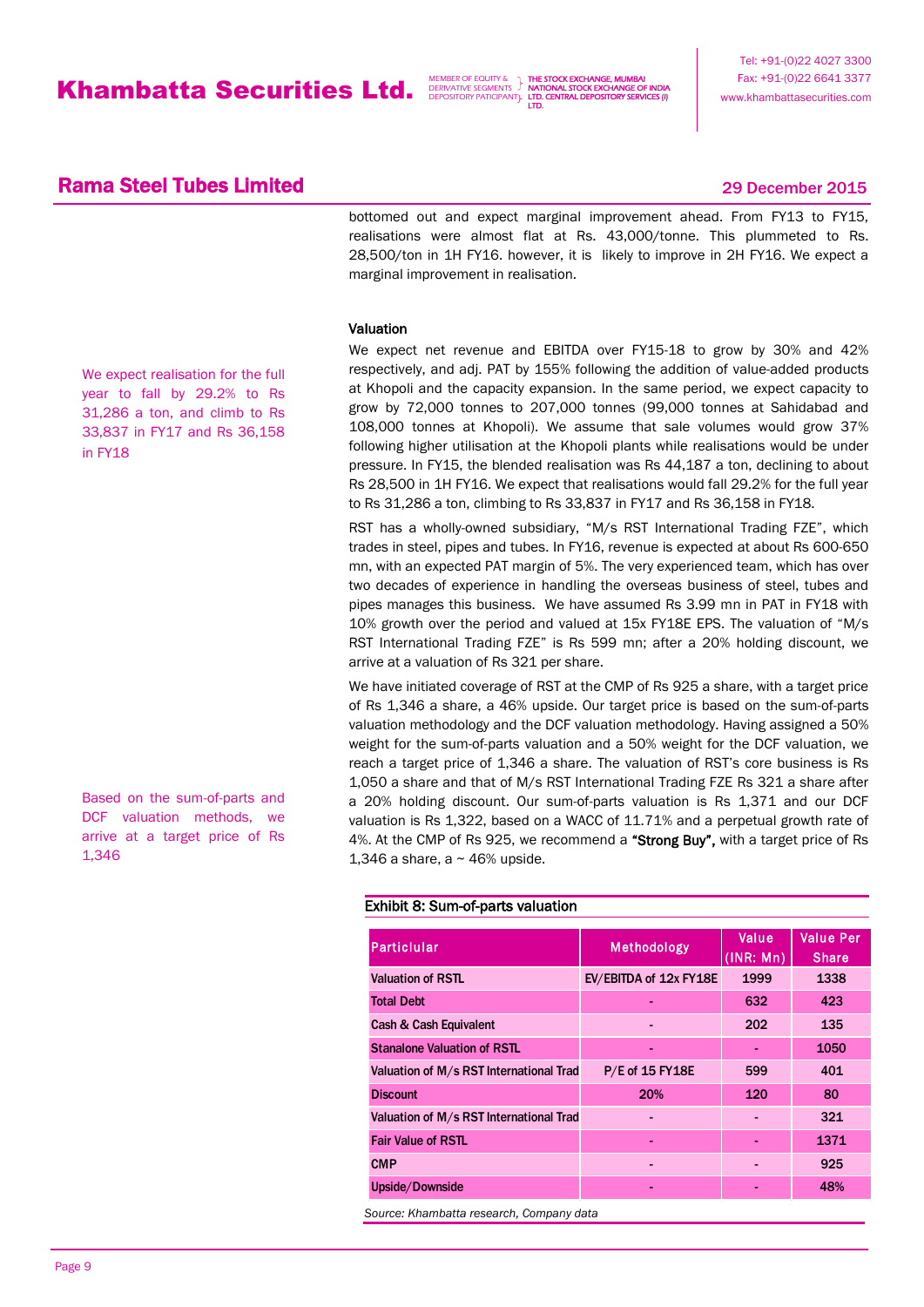bottomed out and expect marginal improvement ahead. From FY13 to FY15, realisations were almost flat at Rs. 43,000/tonne. This plummeted to Rs. 28,500/ton in 1H FY16. however, it is likely to improve in 2H FY16. We expect a marginal improvement in realisation.

### Valuation

We expect realisation for the full year to fall by 29.2% to Rs 31,286 a ton, and climb to Rs 33,837 in FY17 and Rs 36,158 in FY18

We expect net revenue and EBITDA over FY15-18 to grow by 30% and 42% respectively, and adj. PAT by 155% following the addition of value-added products at Khopoli and the capacity expansion. In the same period, we expect capacity to grow by 72,000 tonnes to 207,000 tonnes (99,000 tonnes at Sahidabad and 108,000 tonnes at Khopoli). We assume that sale volumes would grow 37% following higher utilisation at the Khopoli plants while realisations would be under pressure. In FY15, the blended realisation was Rs 44,187 a ton, declining to about Rs 28,500 in 1H FY16. We expect that realisations would fall 29.2% for the full year to Rs 31,286 a ton, climbing to Rs 33,837 in FY17 and Rs 36,158 in FY18.

RST has a wholly-owned subsidiary, "M/s RST International Trading FZE", which trades in steel, pipes and tubes. In FY16, revenue is expected at about Rs 600-650 mn, with an expected PAT margin of 5%. The very experienced team, which has over two decades of experience in handling the overseas business of steel, tubes and pipes manages this business. We have assumed Rs 3.99 mn in PAT in FY18 with 10% growth over the period and valued at 15x FY18E EPS. The valuation of "M/s RST International Trading FZE" is Rs 599 mn; after a 20% holding discount, we arrive at a valuation of Rs 321 per share.

Based on the sum-of-parts and DCF valuation methods, we arrive at a target price of Rs 1,346

We have initiated coverage of RST at the CMP of Rs 925 a share, with a target price of Rs 1,346 a share, a 46% upside. Our target price is based on the sum-of-parts valuation methodology and the DCF valuation methodology. Having assigned a 50% weight for the sum-of-parts valuation and a 50% weight for the DCF valuation, we reach a target price of 1,346 a share. The valuation of RST's core business is Rs 1,050 a share and that of M/s RST International Trading FZE Rs 321 a share after a 20% holding discount. Our sum-of-parts valuation is Rs 1,371 and our DCF valuation is Rs 1,322, based on a WACC of 11.71% and a perpetual growth rate of 4%. At the CMP of Rs 925, we recommend a **"Strong Buy",** with a target price of Rs 1,346 a share, a ~ 46% upside.

**Exhibit 8: Sum-of-parts valuation**

| Particular | Methodology | Value (INR: Mn) | Value Per Share |
|---|---|---|---|
| Valuation of RSTL | EV/EBITDA of 12x FY18E | 1999 | 1338 |
| Total Debt | - | 632 | 423 |
| Cash & Cash Equivalent | - | 202 | 135 |
| Stanalone Valuation of RSTL | - | - | 1050 |
| Valuation of M/s RST International Trad | P/E of 15 FY18E | 599 | 401 |
| Discount | 20% | 120 | 80 |
| Valuation of M/s RST International Trad | - | - | 321 |
| Fair Value of RSTL | - | - | 1371 |
| CMP | - | - | 925 |
| Upside/Downside | - | - | 48% |

*Source: Khambatta research, Company data*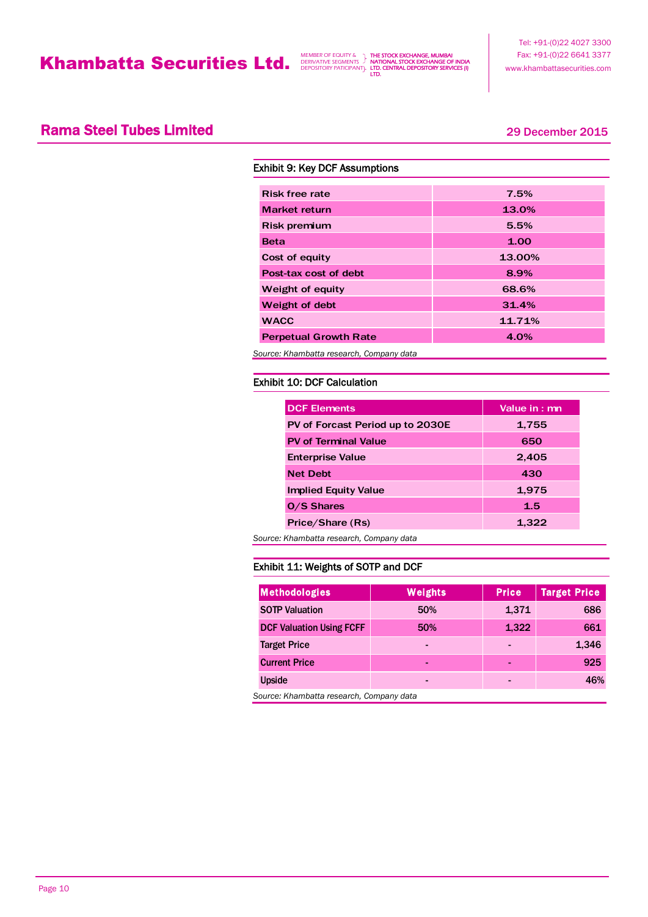### Exhibit 9: Key DCF Assumptions

| | |
|---|---|
| Risk free rate | 7.5% |
| Market return | 13.0% |
| Risk premium | 5.5% |
| Beta | 1.00 |
| Cost of equity | 13.00% |
| Post-tax cost of debt | 8.9% |
| Weight of equity | 68.6% |
| Weight of debt | 31.4% |
| WACC | 11.71% |
| Perpetual Growth Rate | 4.0% |

*Source: Khambatta research, Company data*

### Exhibit 10: DCF Calculation

| DCF Elements | Value in : mn |
|---|---|
| PV of Forcast Period up to 2030E | 1,755 |
| PV of Terminal Value | 650 |
| Enterprise Value | 2,405 |
| Net Debt | 430 |
| Implied Equity Value | 1,975 |
| O/S Shares | 1.5 |
| Price/Share (Rs) | 1,322 |

*Source: Khambatta research, Company data*

### Exhibit 11: Weights of SOTP and DCF

| Methodologies | Weights | Price | Target Price |
|---|---|---|---|
| SOTP Valuation | 50% | 1,371 | 686 |
| DCF Valuation Using FCFF | 50% | 1,322 | 661 |
| Target Price | - | - | 1,346 |
| Current Price | - | - | 925 |
| Upside | - | - | 46% |

*Source: Khambatta research, Company data*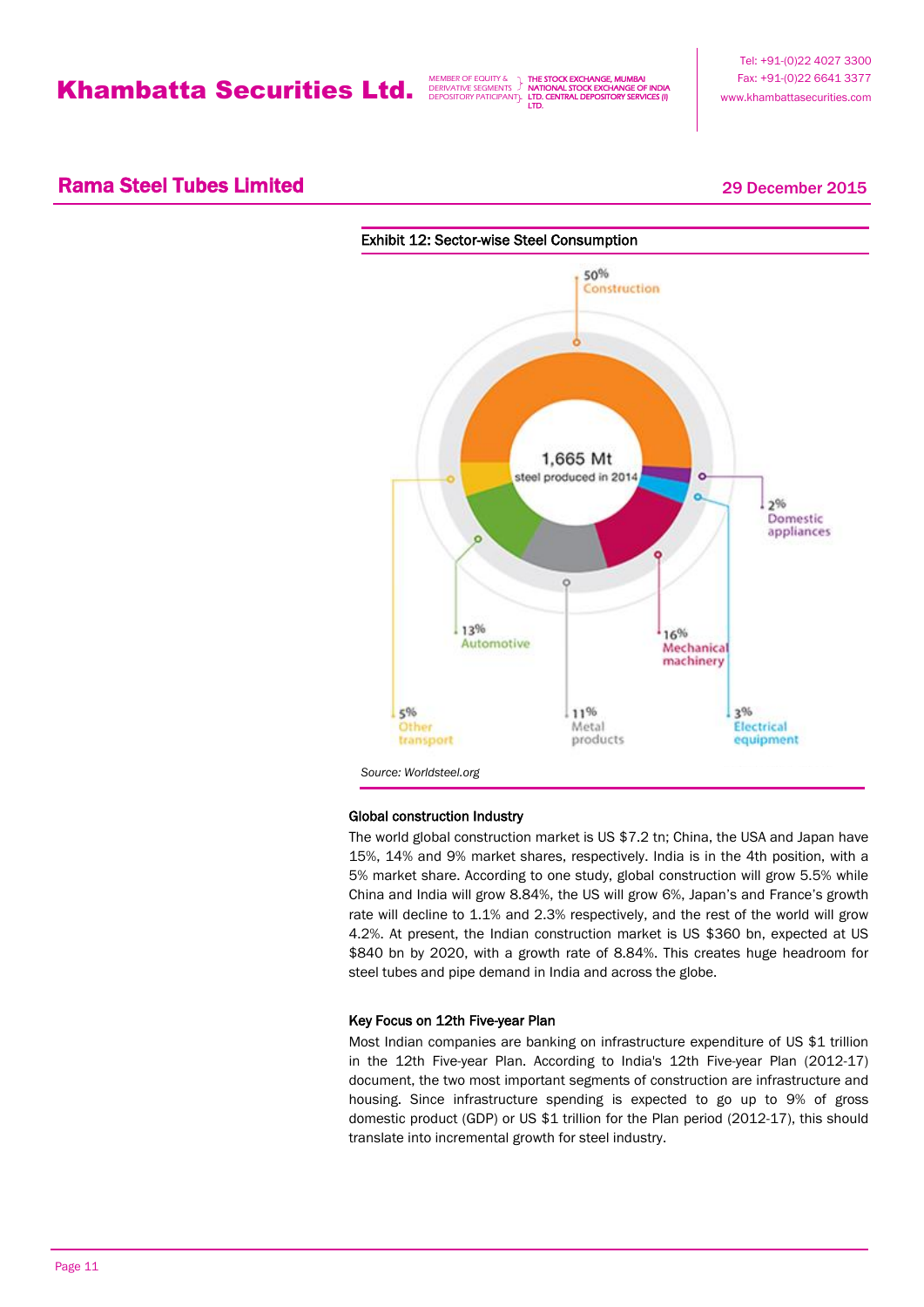**Exhibit 12: Sector-wise Steel Consumption**

1,665 Mt steel produced in 2014

- 50% Construction
- 2% Domestic appliances
- 3% Electrical equipment
- 16% Mechanical machinery
- 11% Metal products
- 13% Automotive
- 5% Other transport

*Source: Worldsteel.org*

### Global construction Industry

The world global construction market is US $7.2 tn; China, the USA and Japan have 15%, 14% and 9% market shares, respectively. India is in the 4th position, with a 5% market share. According to one study, global construction will grow 5.5% while China and India will grow 8.84%, the US will grow 6%, Japan's and France's growth rate will decline to 1.1% and 2.3% respectively, and the rest of the world will grow 4.2%. At present, the Indian construction market is US $360 bn, expected at US $840 bn by 2020, with a growth rate of 8.84%. This creates huge headroom for steel tubes and pipe demand in India and across the globe.

### Key Focus on 12th Five-year Plan

Most Indian companies are banking on infrastructure expenditure of US $1 trillion in the 12th Five-year Plan. According to India's 12th Five-year Plan (2012-17) document, the two most important segments of construction are infrastructure and housing. Since infrastructure spending is expected to go up to 9% of gross domestic product (GDP) or US $1 trillion for the Plan period (2012-17), this should translate into incremental growth for steel industry.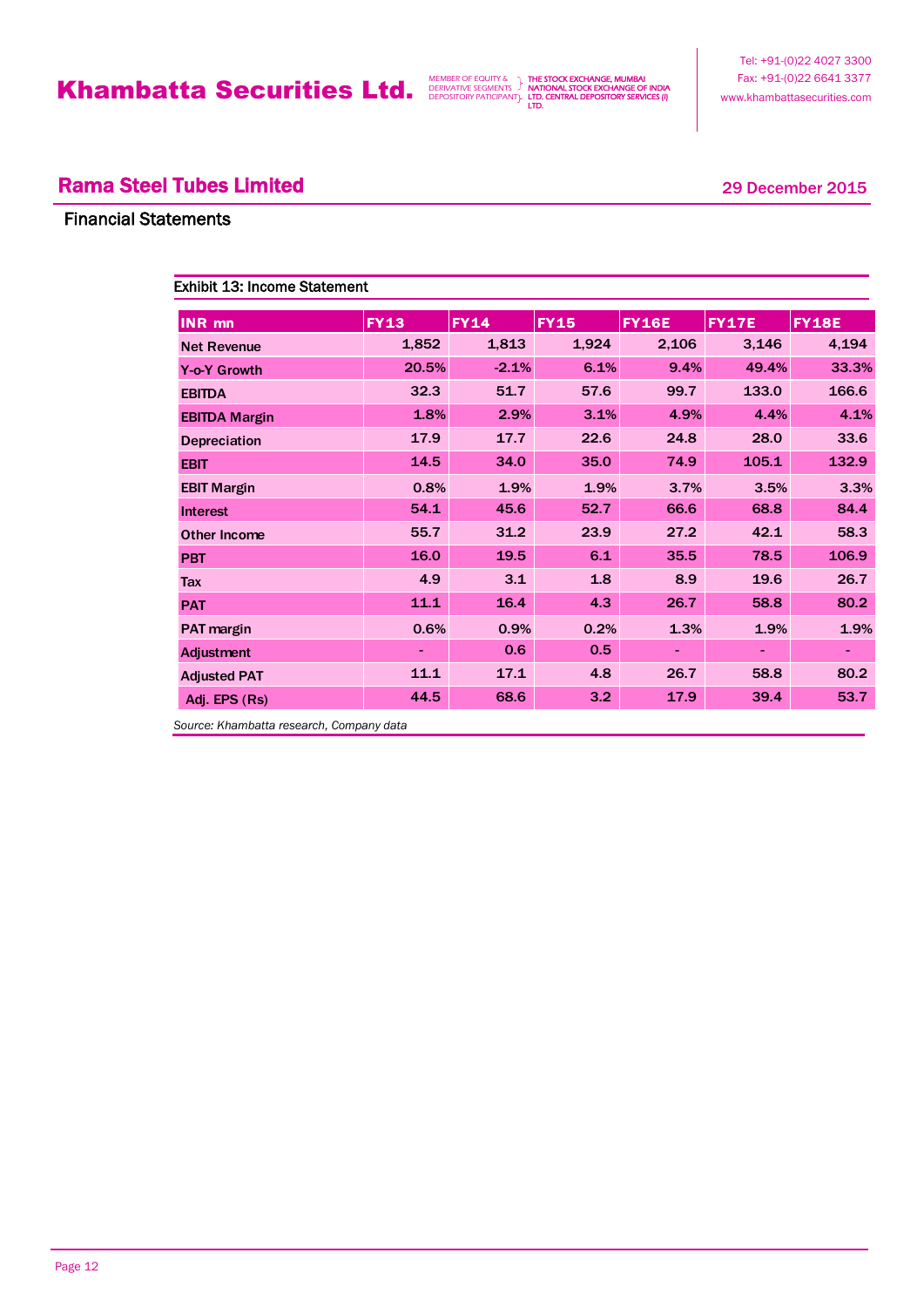## Rama Steel Tubes Limited

29 December 2015

### Financial Statements

**Exhibit 13: Income Statement**

| INR mn | FY13 | FY14 | FY15 | FY16E | FY17E | FY18E |
|---|---|---|---|---|---|---|
| Net Revenue | 1,852 | 1,813 | 1,924 | 2,106 | 3,146 | 4,194 |
| Y-o-Y Growth | 20.5% | -2.1% | 6.1% | 9.4% | 49.4% | 33.3% |
| EBITDA | 32.3 | 51.7 | 57.6 | 99.7 | 133.0 | 166.6 |
| EBITDA Margin | 1.8% | 2.9% | 3.1% | 4.9% | 4.4% | 4.1% |
| Depreciation | 17.9 | 17.7 | 22.6 | 24.8 | 28.0 | 33.6 |
| EBIT | 14.5 | 34.0 | 35.0 | 74.9 | 105.1 | 132.9 |
| EBIT Margin | 0.8% | 1.9% | 1.9% | 3.7% | 3.5% | 3.3% |
| Interest | 54.1 | 45.6 | 52.7 | 66.6 | 68.8 | 84.4 |
| Other Income | 55.7 | 31.2 | 23.9 | 27.2 | 42.1 | 58.3 |
| PBT | 16.0 | 19.5 | 6.1 | 35.5 | 78.5 | 106.9 |
| Tax | 4.9 | 3.1 | 1.8 | 8.9 | 19.6 | 26.7 |
| PAT | 11.1 | 16.4 | 4.3 | 26.7 | 58.8 | 80.2 |
| PAT margin | 0.6% | 0.9% | 0.2% | 1.3% | 1.9% | 1.9% |
| Adjustment | - | 0.6 | 0.5 | - | - | - |
| Adjusted PAT | 11.1 | 17.1 | 4.8 | 26.7 | 58.8 | 80.2 |
| Adj. EPS (Rs) | 44.5 | 68.6 | 3.2 | 17.9 | 39.4 | 53.7 |

*Source: Khambatta research, Company data*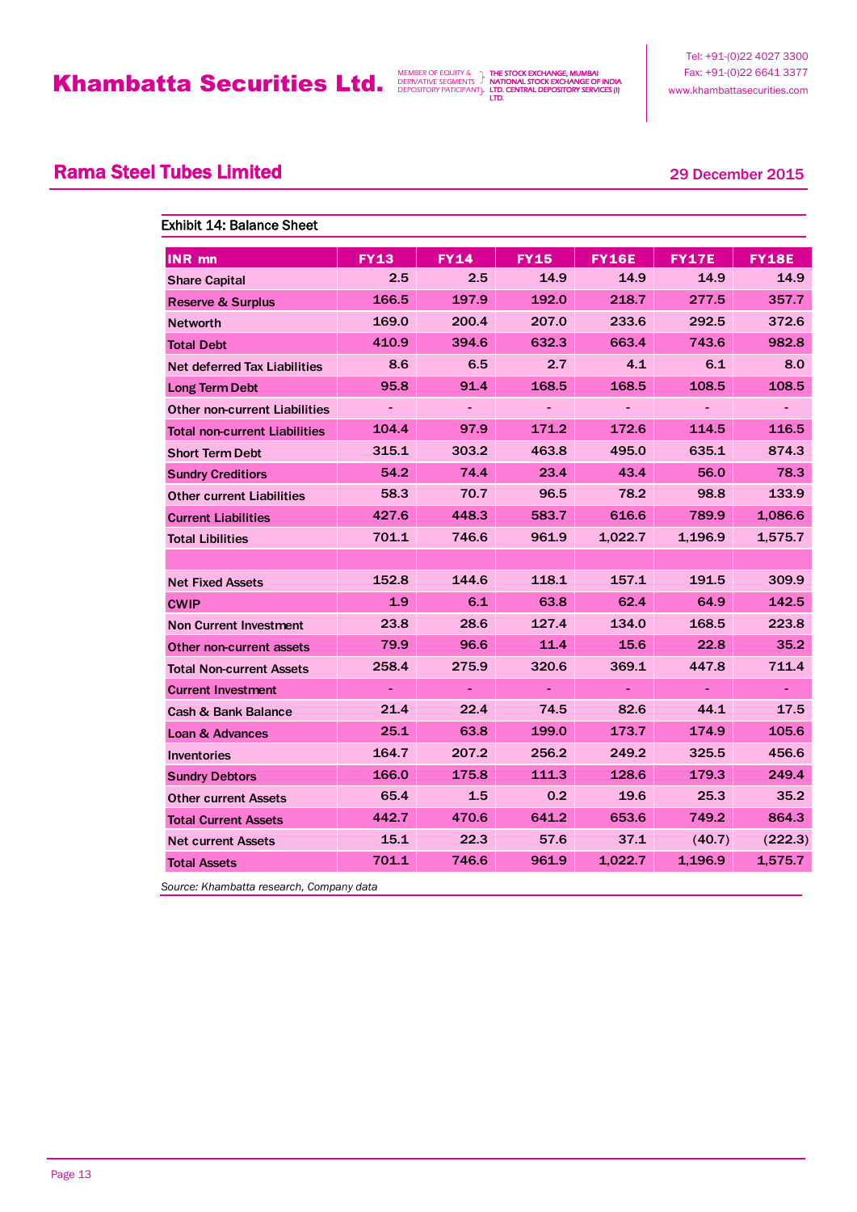## Rama Steel Tubes Limited

29 December 2015

**Exhibit 14: Balance Sheet**

| INR mn | FY13 | FY14 | FY15 | FY16E | FY17E | FY18E |
|---|---|---|---|---|---|---|
| Share Capital | 2.5 | 2.5 | 14.9 | 14.9 | 14.9 | 14.9 |
| Reserve & Surplus | 166.5 | 197.9 | 192.0 | 218.7 | 277.5 | 357.7 |
| Networth | 169.0 | 200.4 | 207.0 | 233.6 | 292.5 | 372.6 |
| Total Debt | 410.9 | 394.6 | 632.3 | 663.4 | 743.6 | 982.8 |
| Net deferred Tax Liabilities | 8.6 | 6.5 | 2.7 | 4.1 | 6.1 | 8.0 |
| Long Term Debt | 95.8 | 91.4 | 168.5 | 168.5 | 108.5 | 108.5 |
| Other non-current Liabilities | - | - | - | - | - | - |
| Total non-current Liabilities | 104.4 | 97.9 | 171.2 | 172.6 | 114.5 | 116.5 |
| Short Term Debt | 315.1 | 303.2 | 463.8 | 495.0 | 635.1 | 874.3 |
| Sundry Creditiors | 54.2 | 74.4 | 23.4 | 43.4 | 56.0 | 78.3 |
| Other current Liabilities | 58.3 | 70.7 | 96.5 | 78.2 | 98.8 | 133.9 |
| Current Liabilities | 427.6 | 448.3 | 583.7 | 616.6 | 789.9 | 1,086.6 |
| Total Libilities | 701.1 | 746.6 | 961.9 | 1,022.7 | 1,196.9 | 1,575.7 |
| | | | | | | |
| Net Fixed Assets | 152.8 | 144.6 | 118.1 | 157.1 | 191.5 | 309.9 |
| CWIP | 1.9 | 6.1 | 63.8 | 62.4 | 64.9 | 142.5 |
| Non Current Investment | 23.8 | 28.6 | 127.4 | 134.0 | 168.5 | 223.8 |
| Other non-current assets | 79.9 | 96.6 | 11.4 | 15.6 | 22.8 | 35.2 |
| Total Non-current Assets | 258.4 | 275.9 | 320.6 | 369.1 | 447.8 | 711.4 |
| Current Investment | - | - | - | - | - | - |
| Cash & Bank Balance | 21.4 | 22.4 | 74.5 | 82.6 | 44.1 | 17.5 |
| Loan & Advances | 25.1 | 63.8 | 199.0 | 173.7 | 174.9 | 105.6 |
| Inventories | 164.7 | 207.2 | 256.2 | 249.2 | 325.5 | 456.6 |
| Sundry Debtors | 166.0 | 175.8 | 111.3 | 128.6 | 179.3 | 249.4 |
| Other current Assets | 65.4 | 1.5 | 0.2 | 19.6 | 25.3 | 35.2 |
| Total Current Assets | 442.7 | 470.6 | 641.2 | 653.6 | 749.2 | 864.3 |
| Net current Assets | 15.1 | 22.3 | 57.6 | 37.1 | (40.7) | (222.3) |
| Total Assets | 701.1 | 746.6 | 961.9 | 1,022.7 | 1,196.9 | 1,575.7 |

*Source: Khambatta research, Company data*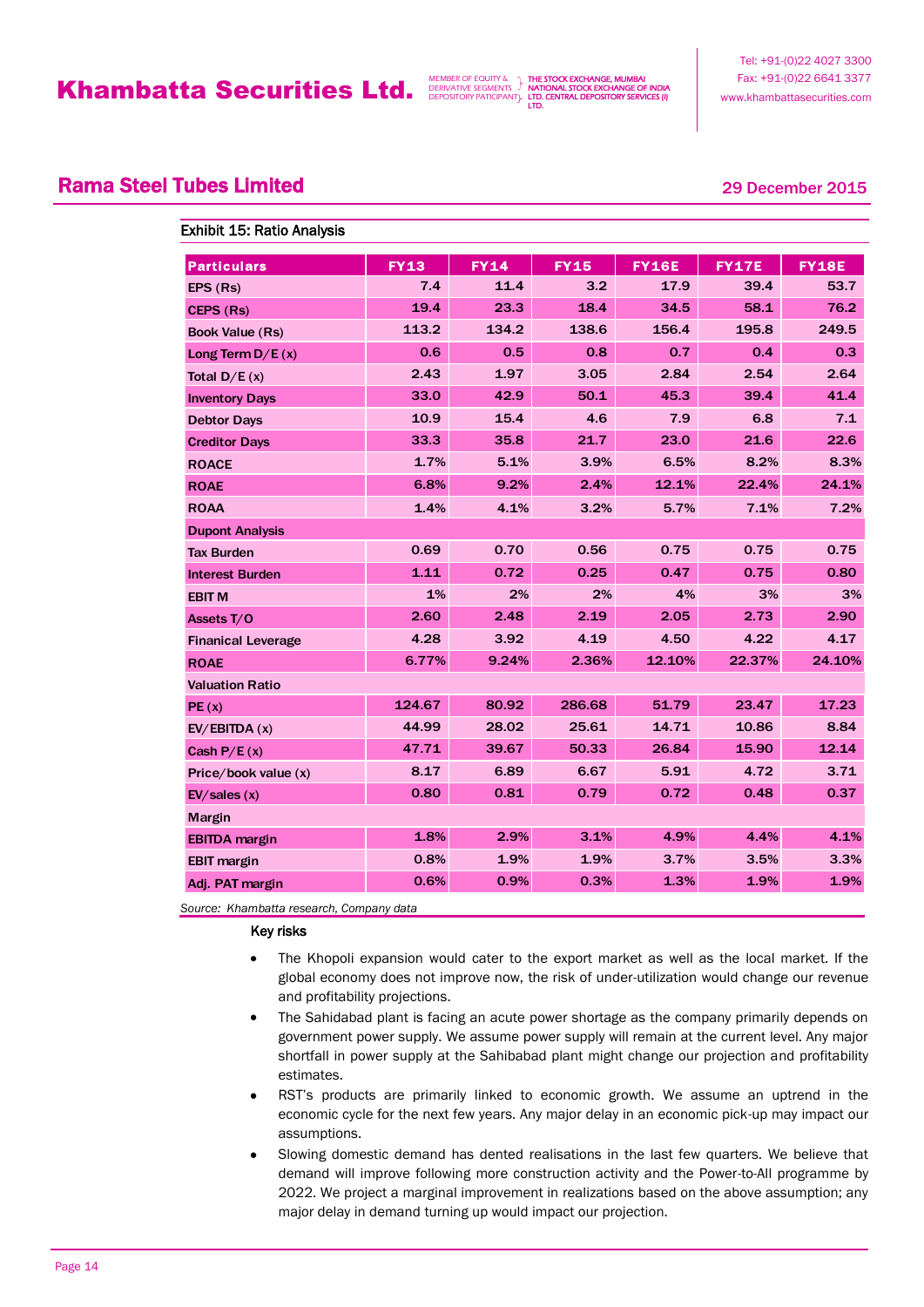## Rama Steel Tubes Limited

29 December 2015

**Exhibit 15: Ratio Analysis**

| Particulars | FY13 | FY14 | FY15 | FY16E | FY17E | FY18E |
|---|---|---|---|---|---|---|
| EPS (Rs) | 7.4 | 11.4 | 3.2 | 17.9 | 39.4 | 53.7 |
| CEPS (Rs) | 19.4 | 23.3 | 18.4 | 34.5 | 58.1 | 76.2 |
| Book Value (Rs) | 113.2 | 134.2 | 138.6 | 156.4 | 195.8 | 249.5 |
| Long Term D/E (x) | 0.6 | 0.5 | 0.8 | 0.7 | 0.4 | 0.3 |
| Total D/E (x) | 2.43 | 1.97 | 3.05 | 2.84 | 2.54 | 2.64 |
| Inventory Days | 33.0 | 42.9 | 50.1 | 45.3 | 39.4 | 41.4 |
| Debtor Days | 10.9 | 15.4 | 4.6 | 7.9 | 6.8 | 7.1 |
| Creditor Days | 33.3 | 35.8 | 21.7 | 23.0 | 21.6 | 22.6 |
| ROACE | 1.7% | 5.1% | 3.9% | 6.5% | 8.2% | 8.3% |
| ROAE | 6.8% | 9.2% | 2.4% | 12.1% | 22.4% | 24.1% |
| ROAA | 1.4% | 4.1% | 3.2% | 5.7% | 7.1% | 7.2% |
| **Dupont Analysis** | | | | | | |
| Tax Burden | 0.69 | 0.70 | 0.56 | 0.75 | 0.75 | 0.75 |
| Interest Burden | 1.11 | 0.72 | 0.25 | 0.47 | 0.75 | 0.80 |
| EBIT M | 1% | 2% | 2% | 4% | 3% | 3% |
| Assets T/O | 2.60 | 2.48 | 2.19 | 2.05 | 2.73 | 2.90 |
| Finanical Leverage | 4.28 | 3.92 | 4.19 | 4.50 | 4.22 | 4.17 |
| ROAE | 6.77% | 9.24% | 2.36% | 12.10% | 22.37% | 24.10% |
| **Valuation Ratio** | | | | | | |
| PE (x) | 124.67 | 80.92 | 286.68 | 51.79 | 23.47 | 17.23 |
| EV/EBITDA (x) | 44.99 | 28.02 | 25.61 | 14.71 | 10.86 | 8.84 |
| Cash P/E (x) | 47.71 | 39.67 | 50.33 | 26.84 | 15.90 | 12.14 |
| Price/book value (x) | 8.17 | 6.89 | 6.67 | 5.91 | 4.72 | 3.71 |
| EV/sales (x) | 0.80 | 0.81 | 0.79 | 0.72 | 0.48 | 0.37 |
| **Margin** | | | | | | |
| EBITDA margin | 1.8% | 2.9% | 3.1% | 4.9% | 4.4% | 4.1% |
| EBIT margin | 0.8% | 1.9% | 1.9% | 3.7% | 3.5% | 3.3% |
| Adj. PAT margin | 0.6% | 0.9% | 0.3% | 1.3% | 1.9% | 1.9% |

*Source: Khambatta research, Company data*

### Key risks

- The Khopoli expansion would cater to the export market as well as the local market. If the global economy does not improve now, the risk of under-utilization would change our revenue and profitability projections.
- The Sahidabad plant is facing an acute power shortage as the company primarily depends on government power supply. We assume power supply will remain at the current level. Any major shortfall in power supply at the Sahibabad plant might change our projection and profitability estimates.
- RST's products are primarily linked to economic growth. We assume an uptrend in the economic cycle for the next few years. Any major delay in an economic pick-up may impact our assumptions.
- Slowing domestic demand has dented realisations in the last few quarters. We believe that demand will improve following more construction activity and the Power-to-All programme by 2022. We project a marginal improvement in realizations based on the above assumption; any major delay in demand turning up would impact our projection.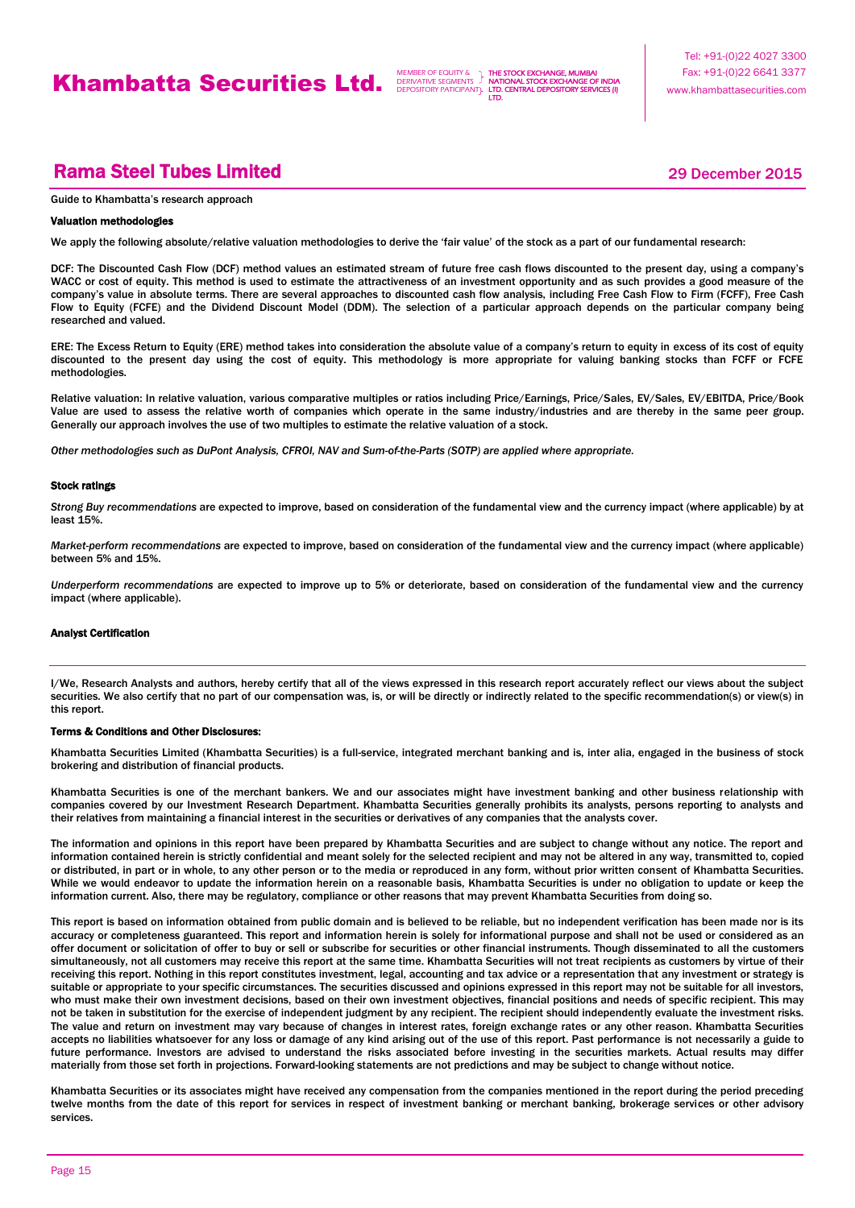# Rama Steel Tubes Limited

29 December 2015

Guide to Khambatta's research approach

### Valuation methodologies

We apply the following absolute/relative valuation methodologies to derive the 'fair value' of the stock as a part of our fundamental research:

DCF: The Discounted Cash Flow (DCF) method values an estimated stream of future free cash flows discounted to the present day, using a company's WACC or cost of equity. This method is used to estimate the attractiveness of an investment opportunity and as such provides a good measure of the company's value in absolute terms. There are several approaches to discounted cash flow analysis, including Free Cash Flow to Firm (FCFF), Free Cash Flow to Equity (FCFE) and the Dividend Discount Model (DDM). The selection of a particular approach depends on the particular company being researched and valued.

ERE: The Excess Return to Equity (ERE) method takes into consideration the absolute value of a company's return to equity in excess of its cost of equity discounted to the present day using the cost of equity. This methodology is more appropriate for valuing banking stocks than FCFF or FCFE methodologies.

Relative valuation: In relative valuation, various comparative multiples or ratios including Price/Earnings, Price/Sales, EV/Sales, EV/EBITDA, Price/Book Value are used to assess the relative worth of companies which operate in the same industry/industries and are thereby in the same peer group. Generally our approach involves the use of two multiples to estimate the relative valuation of a stock.

*Other methodologies such as DuPont Analysis, CFROI, NAV and Sum-of-the-Parts (SOTP) are applied where appropriate.*

### Stock ratings

*Strong Buy recommendations* are expected to improve, based on consideration of the fundamental view and the currency impact (where applicable) by at least 15%.

*Market-perform recommendations* are expected to improve, based on consideration of the fundamental view and the currency impact (where applicable) between 5% and 15%.

*Underperform recommendations* are expected to improve up to 5% or deteriorate, based on consideration of the fundamental view and the currency impact (where applicable).

### Analyst Certification

I/We, Research Analysts and authors, hereby certify that all of the views expressed in this research report accurately reflect our views about the subject securities. We also certify that no part of our compensation was, is, or will be directly or indirectly related to the specific recommendation(s) or view(s) in this report.

### Terms & Conditions and Other Disclosures:

Khambatta Securities Limited (Khambatta Securities) is a full-service, integrated merchant banking and is, inter alia, engaged in the business of stock brokering and distribution of financial products.

Khambatta Securities is one of the merchant bankers. We and our associates might have investment banking and other business relationship with companies covered by our Investment Research Department. Khambatta Securities generally prohibits its analysts, persons reporting to analysts and their relatives from maintaining a financial interest in the securities or derivatives of any companies that the analysts cover.

The information and opinions in this report have been prepared by Khambatta Securities and are subject to change without any notice. The report and information contained herein is strictly confidential and meant solely for the selected recipient and may not be altered in any way, transmitted to, copied or distributed, in part or in whole, to any other person or to the media or reproduced in any form, without prior written consent of Khambatta Securities. While we would endeavor to update the information herein on a reasonable basis, Khambatta Securities is under no obligation to update or keep the information current. Also, there may be regulatory, compliance or other reasons that may prevent Khambatta Securities from doing so.

This report is based on information obtained from public domain and is believed to be reliable, but no independent verification has been made nor is its accuracy or completeness guaranteed. This report and information herein is solely for informational purpose and shall not be used or considered as an offer document or solicitation of offer to buy or sell or subscribe for securities or other financial instruments. Though disseminated to all the customers simultaneously, not all customers may receive this report at the same time. Khambatta Securities will not treat recipients as customers by virtue of their receiving this report. Nothing in this report constitutes investment, legal, accounting and tax advice or a representation that any investment or strategy is suitable or appropriate to your specific circumstances. The securities discussed and opinions expressed in this report may not be suitable for all investors, who must make their own investment decisions, based on their own investment objectives, financial positions and needs of specific recipient. This may not be taken in substitution for the exercise of independent judgment by any recipient. The recipient should independently evaluate the investment risks. The value and return on investment may vary because of changes in interest rates, foreign exchange rates or any other reason. Khambatta Securities accepts no liabilities whatsoever for any loss or damage of any kind arising out of the use of this report. Past performance is not necessarily a guide to future performance. Investors are advised to understand the risks associated before investing in the securities markets. Actual results may differ materially from those set forth in projections. Forward-looking statements are not predictions and may be subject to change without notice.

Khambatta Securities or its associates might have received any compensation from the companies mentioned in the report during the period preceding twelve months from the date of this report for services in respect of investment banking or merchant banking, brokerage services or other advisory services.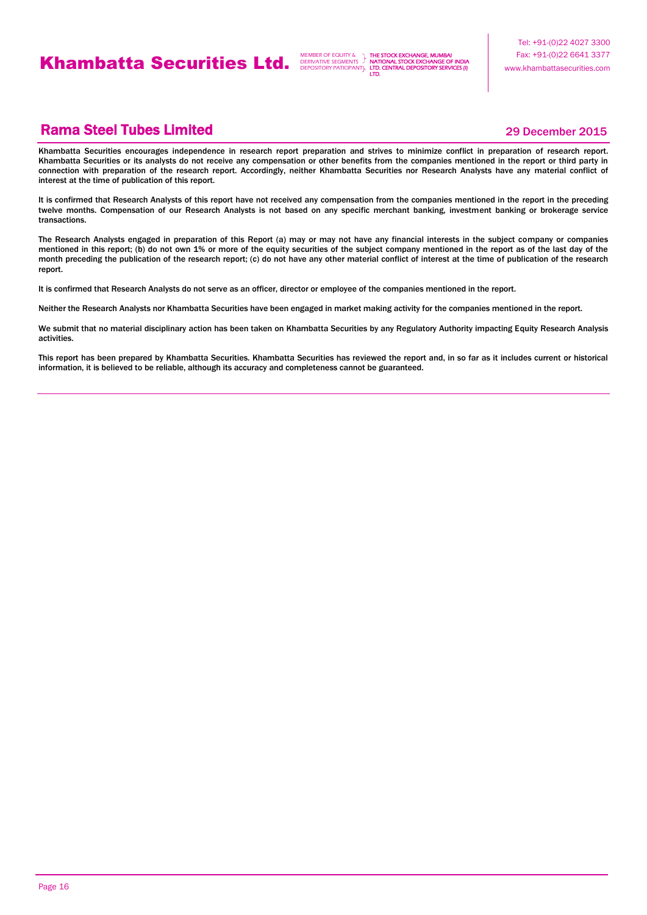## Rama Steel Tubes Limited

29 December 2015

Khambatta Securities encourages independence in research report preparation and strives to minimize conflict in preparation of research report. Khambatta Securities or its analysts do not receive any compensation or other benefits from the companies mentioned in the report or third party in connection with preparation of the research report. Accordingly, neither Khambatta Securities nor Research Analysts have any material conflict of interest at the time of publication of this report.

It is confirmed that Research Analysts of this report have not received any compensation from the companies mentioned in the report in the preceding twelve months. Compensation of our Research Analysts is not based on any specific merchant banking, investment banking or brokerage service transactions.

The Research Analysts engaged in preparation of this Report (a) may or may not have any financial interests in the subject company or companies mentioned in this report; (b) do not own 1% or more of the equity securities of the subject company mentioned in the report as of the last day of the month preceding the publication of the research report; (c) do not have any other material conflict of interest at the time of publication of the research report.

It is confirmed that Research Analysts do not serve as an officer, director or employee of the companies mentioned in the report.

Neither the Research Analysts nor Khambatta Securities have been engaged in market making activity for the companies mentioned in the report.

We submit that no material disciplinary action has been taken on Khambatta Securities by any Regulatory Authority impacting Equity Research Analysis activities.

This report has been prepared by Khambatta Securities. Khambatta Securities has reviewed the report and, in so far as it includes current or historical information, it is believed to be reliable, although its accuracy and completeness cannot be guaranteed.